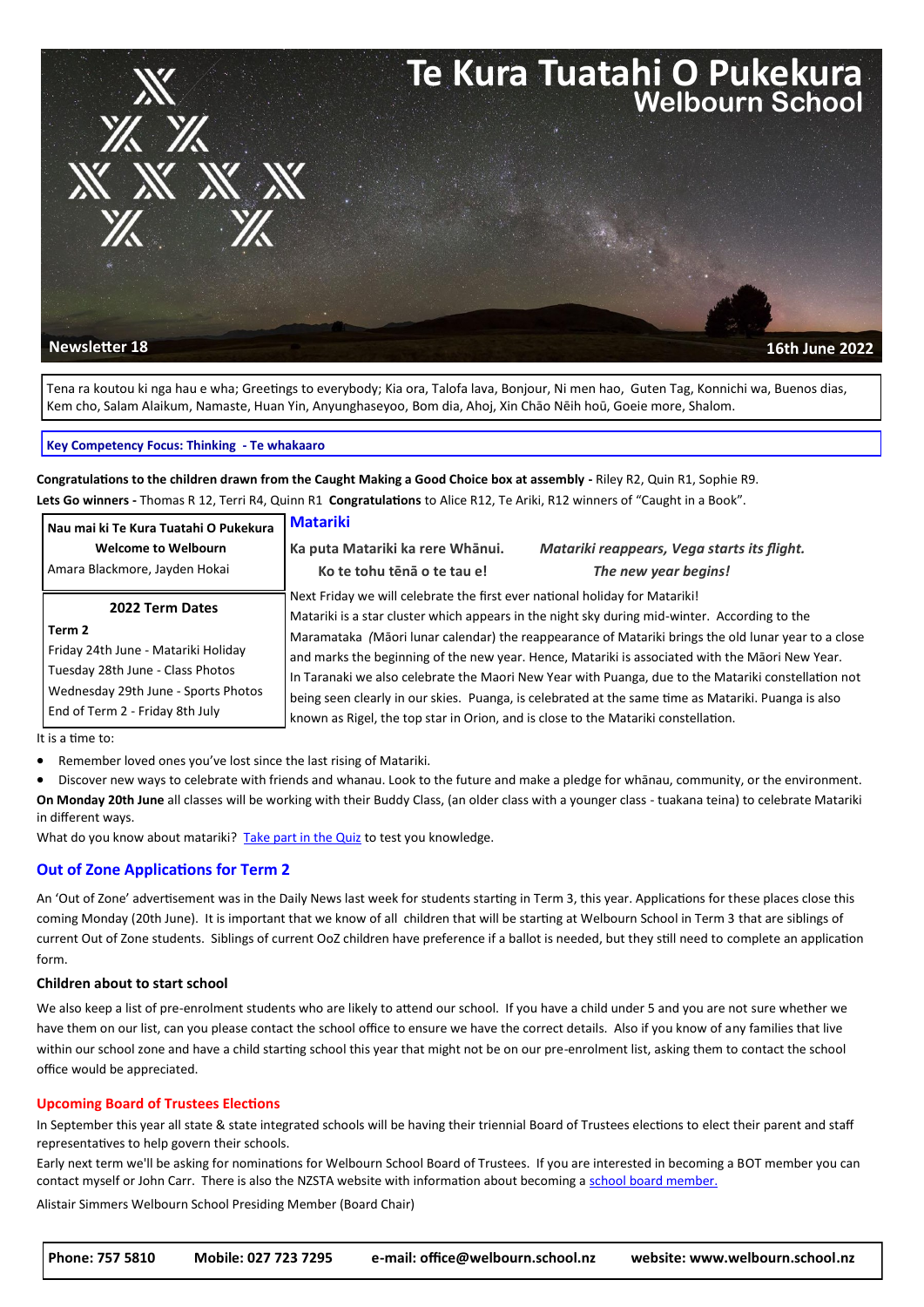# Te Kura Tuatahi O Pukekura
## Welbourn School

**Newsletter 18** **16th June 2022**

Tena ra koutou ki nga hau e wha; Greetings to everybody; Kia ora, Talofa lava, Bonjour, Ni men hao, Guten Tag, Konnichi wa, Buenos dias, Kem cho, Salam Alaikum, Namaste, Huan Yin, Anyunghaseyoo, Bom dia, Ahoj, Xin Chāo Nēih hoū, Goeie more, Shalom.

**Key Competency Focus: Thinking - Te whakaaro**

**Congratulations to the children drawn from the Caught Making a Good Choice box at assembly -** Riley R2, Quin R1, Sophie R9.
**Lets Go winners -** Thomas R 12, Terri R4, Quinn R1 **Congratulations** to Alice R12, Te Ariki, R12 winners of "Caught in a Book".

**Nau mai ki Te Kura Tuatahi O Pukekura**
**Welcome to Welbourn**
Amara Blackmore, Jayden Hokai

**2022 Term Dates**

**Term 2**
Friday 24th June - Matariki Holiday
Tuesday 28th June - Class Photos
Wednesday 29th June - Sports Photos
End of Term 2 - Friday 8th July

## Matariki

**Ka puta Matariki ka rere Whānui.** ***Matariki reappears, Vega starts its flight.***
**Ko te tohu tēnā o te tau e!** ***The new year begins!***

Next Friday we will celebrate the first ever national holiday for Matariki!
Matariki is a star cluster which appears in the night sky during mid-winter. According to the Maramataka *(*Māori lunar calendar) the reappearance of Matariki brings the old lunar year to a close and marks the beginning of the new year. Hence, Matariki is associated with the Māori New Year.
In Taranaki we also celebrate the Maori New Year with Puanga, due to the Matariki constellation not being seen clearly in our skies. Puanga, is celebrated at the same time as Matariki. Puanga is also known as Rigel, the top star in Orion, and is close to the Matariki constellation.

It is a time to:

- Remember loved ones you've lost since the last rising of Matariki.
- Discover new ways to celebrate with friends and whanau. Look to the future and make a pledge for whānau, community, or the environment.

**On Monday 20th June** all classes will be working with their Buddy Class, (an older class with a younger class - tuakana teina) to celebrate Matariki in different ways.

What do you know about matariki? [Take part in the Quiz] to test you knowledge.

## Out of Zone Applications for Term 2

An 'Out of Zone' advertisement was in the Daily News last week for students starting in Term 3, this year. Applications for these places close this coming Monday (20th June). It is important that we know of all children that will be starting at Welbourn School in Term 3 that are siblings of current Out of Zone students. Siblings of current OoZ children have preference if a ballot is needed, but they still need to complete an application form.

### Children about to start school

We also keep a list of pre-enrolment students who are likely to attend our school. If you have a child under 5 and you are not sure whether we have them on our list, can you please contact the school office to ensure we have the correct details. Also if you know of any families that live within our school zone and have a child starting school this year that might not be on our pre-enrolment list, asking them to contact the school office would be appreciated.

### Upcoming Board of Trustees Elections

In September this year all state & state integrated schools will be having their triennial Board of Trustees elections to elect their parent and staff representatives to help govern their schools.

Early next term we'll be asking for nominations for Welbourn School Board of Trustees. If you are interested in becoming a BOT member you can contact myself or John Carr. There is also the NZSTA website with information about becoming a [school board member.]

Alistair Simmers Welbourn School Presiding Member (Board Chair)

**Phone: 757 5810** **Mobile: 027 723 7295** **e-mail: office@welbourn.school.nz** **website: www.welbourn.school.nz**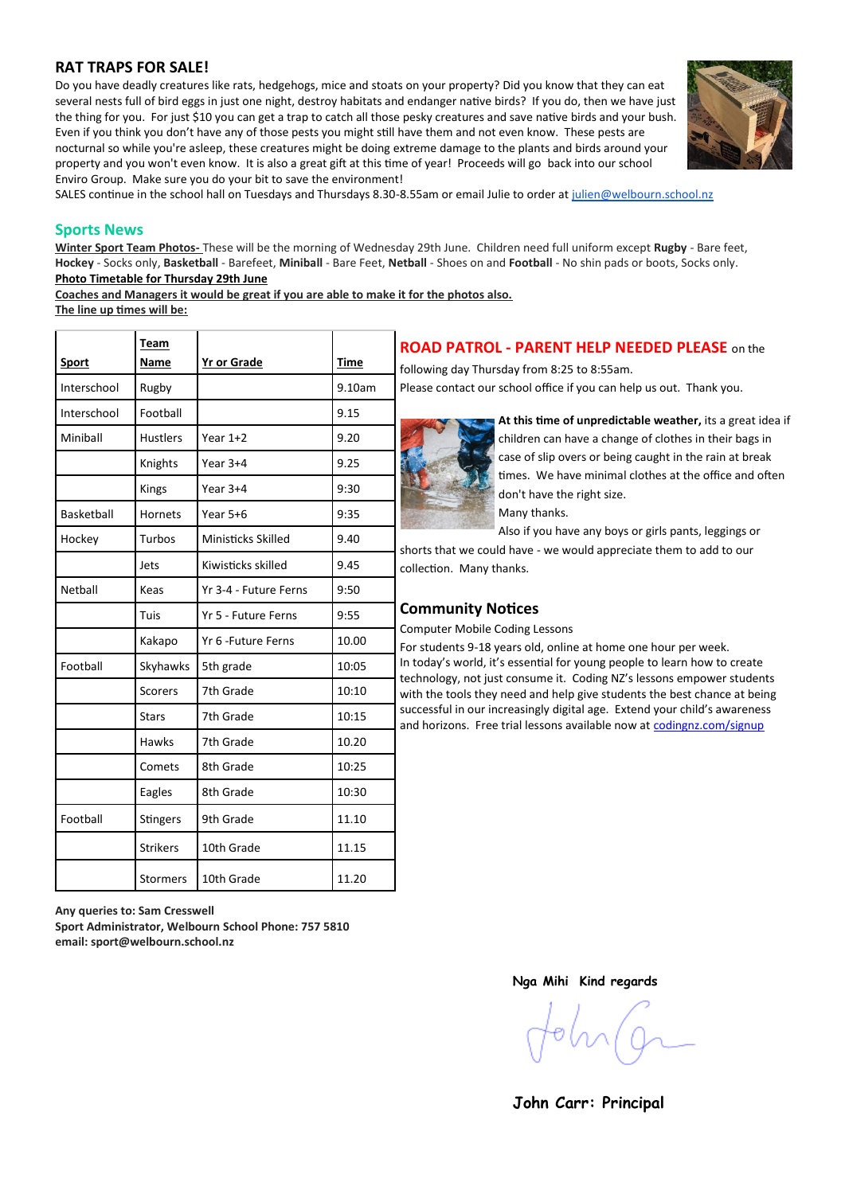## RAT TRAPS FOR SALE!

Do you have deadly creatures like rats, hedgehogs, mice and stoats on your property? Did you know that they can eat several nests full of bird eggs in just one night, destroy habitats and endanger native birds? If you do, then we have just the thing for you. For just $10 you can get a trap to catch all those pesky creatures and save native birds and your bush. Even if you think you don't have any of those pests you might still have them and not even know. These pests are nocturnal so while you're asleep, these creatures might be doing extreme damage to the plants and birds around your property and you won't even know. It is also a great gift at this time of year! Proceeds will go back into our school Enviro Group. Make sure you do your bit to save the environment!

SALES continue in the school hall on Tuesdays and Thursdays 8.30-8.55am or email Julie to order at julien@welbourn.school.nz

## Sports News

**Winter Sport Team Photos-** These will be the morning of Wednesday 29th June. Children need full uniform except **Rugby** - Bare feet, **Hockey** - Socks only, **Basketball** - Barefeet, **Miniball** - Bare Feet, **Netball** - Shoes on and **Football** - No shin pads or boots, Socks only.

**Photo Timetable for Thursday 29th June**

**Coaches and Managers it would be great if you are able to make it for the photos also.**

**The line up times will be:**

| Sport | Team Name | Yr or Grade | Time |
|---|---|---|---|
| Interschool | Rugby | | 9.10am |
| Interschool | Football | | 9.15 |
| Miniball | Hustlers | Year 1+2 | 9.20 |
| | Knights | Year 3+4 | 9.25 |
| | Kings | Year 3+4 | 9:30 |
| Basketball | Hornets | Year 5+6 | 9:35 |
| Hockey | Turbos | Ministicks Skilled | 9.40 |
| | Jets | Kiwisticks skilled | 9.45 |
| Netball | Keas | Yr 3-4 - Future Ferns | 9:50 |
| | Tuis | Yr 5 - Future Ferns | 9:55 |
| | Kakapo | Yr 6 -Future Ferns | 10.00 |
| Football | Skyhawks | 5th grade | 10:05 |
| | Scorers | 7th Grade | 10:10 |
| | Stars | 7th Grade | 10:15 |
| | Hawks | 7th Grade | 10.20 |
| | Comets | 8th Grade | 10:25 |
| | Eagles | 8th Grade | 10:30 |
| Football | Stingers | 9th Grade | 11.10 |
| | Strikers | 10th Grade | 11.15 |
| | Stormers | 10th Grade | 11.20 |

**Any queries to: Sam Cresswell**
**Sport Administrator, Welbourn School Phone: 757 5810**
**email: sport@welbourn.school.nz**

## ROAD PATROL - PARENT HELP NEEDED PLEASE on the following day Thursday from 8:25 to 8:55am.

Please contact our school office if you can help us out. Thank you.

**At this time of unpredictable weather,** its a great idea if children can have a change of clothes in their bags in case of slip overs or being caught in the rain at break times. We have minimal clothes at the office and often don't have the right size.

Many thanks.

Also if you have any boys or girls pants, leggings or shorts that we could have - we would appreciate them to add to our collection. Many thanks.

## Community Notices

Computer Mobile Coding Lessons

For students 9-18 years old, online at home one hour per week.
In today's world, it's essential for young people to learn how to create technology, not just consume it. Coding NZ's lessons empower students with the tools they need and help give students the best chance at being successful in our increasingly digital age. Extend your child's awareness and horizons. Free trial lessons available now at codingnz.com/signup

Nga Mihi Kind regards

John Carr: Principal